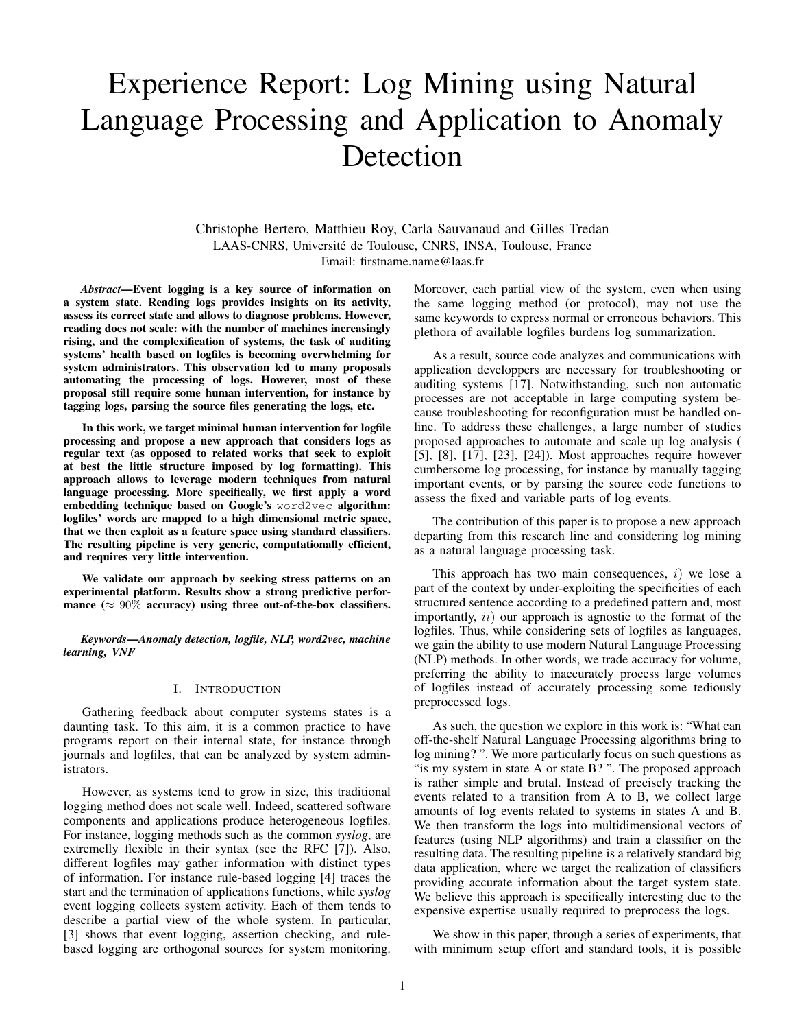# Experience Report: Log Mining using Natural Language Processing and Application to Anomaly Detection

Christophe Bertero, Matthieu Roy, Carla Sauvanaud and Gilles Tredan
LAAS-CNRS, Université de Toulouse, CNRS, INSA, Toulouse, France
Email: firstname.name@laas.fr

***Abstract*—Event logging is a key source of information on a system state. Reading logs provides insights on its activity, assess its correct state and allows to diagnose problems. However, reading does not scale: with the number of machines increasingly rising, and the complexification of systems, the task of auditing systems' health based on logfiles is becoming overwhelming for system administrators. This observation led to many proposals automating the processing of logs. However, most of these proposal still require some human intervention, for instance by tagging logs, parsing the source files generating the logs, etc.**

**In this work, we target minimal human intervention for logfile processing and propose a new approach that considers logs as regular text (as opposed to related works that seek to exploit at best the little structure imposed by log formatting). This approach allows to leverage modern techniques from natural language processing. More specifically, we first apply a word embedding technique based on Google's `word2vec` algorithm: logfiles' words are mapped to a high dimensional metric space, that we then exploit as a feature space using standard classifiers. The resulting pipeline is very generic, computationally efficient, and requires very little intervention.**

**We validate our approach by seeking stress patterns on an experimental platform. Results show a strong predictive performance ($\approx 90\%$ accuracy) using three out-of-the-box classifiers.**

***Keywords*—*Anomaly detection, logfile, NLP, word2vec, machine learning, VNF***

## I. Introduction

Gathering feedback about computer systems states is a daunting task. To this aim, it is a common practice to have programs report on their internal state, for instance through journals and logfiles, that can be analyzed by system administrators.

However, as systems tend to grow in size, this traditional logging method does not scale well. Indeed, scattered software components and applications produce heterogeneous logfiles. For instance, logging methods such as the common *syslog*, are extremely flexible in their syntax (see the RFC [7]). Also, different logfiles may gather information with distinct types of information. For instance rule-based logging [4] traces the start and the termination of applications functions, while *syslog* event logging collects system activity. Each of them tends to describe a partial view of the whole system. In particular, [3] shows that event logging, assertion checking, and rule-based logging are orthogonal sources for system monitoring. Moreover, each partial view of the system, even when using the same logging method (or protocol), may not use the same keywords to express normal or erroneous behaviors. This plethora of available logfiles burdens log summarization.

As a result, source code analyzes and communications with application developpers are necessary for troubleshooting or auditing systems [17]. Notwithstanding, such non automatic processes are not acceptable in large computing system because troubleshooting for reconfiguration must be handled online. To address these challenges, a large number of studies proposed approaches to automate and scale up log analysis ( [5], [8], [17], [23], [24]). Most approaches require however cumbersome log processing, for instance by manually tagging important events, or by parsing the source code functions to assess the fixed and variable parts of log events.

The contribution of this paper is to propose a new approach departing from this research line and considering log mining as a natural language processing task.

This approach has two main consequences, $i)$ we lose a part of the context by under-exploiting the specificities of each structured sentence according to a predefined pattern and, most importantly, $ii)$ our approach is agnostic to the format of the logfiles. Thus, while considering sets of logfiles as languages, we gain the ability to use modern Natural Language Processing (NLP) methods. In other words, we trade accuracy for volume, preferring the ability to inaccurately process large volumes of logfiles instead of accurately processing some tediously preprocessed logs.

As such, the question we explore in this work is: "What can off-the-shelf Natural Language Processing algorithms bring to log mining? ". We more particularly focus on such questions as "is my system in state A or state B? ". The proposed approach is rather simple and brutal. Instead of precisely tracking the events related to a transition from A to B, we collect large amounts of log events related to systems in states A and B. We then transform the logs into multidimensional vectors of features (using NLP algorithms) and train a classifier on the resulting data. The resulting pipeline is a relatively standard big data application, where we target the realization of classifiers providing accurate information about the target system state. We believe this approach is specifically interesting due to the expensive expertise usually required to preprocess the logs.

We show in this paper, through a series of experiments, that with minimum setup effort and standard tools, it is possible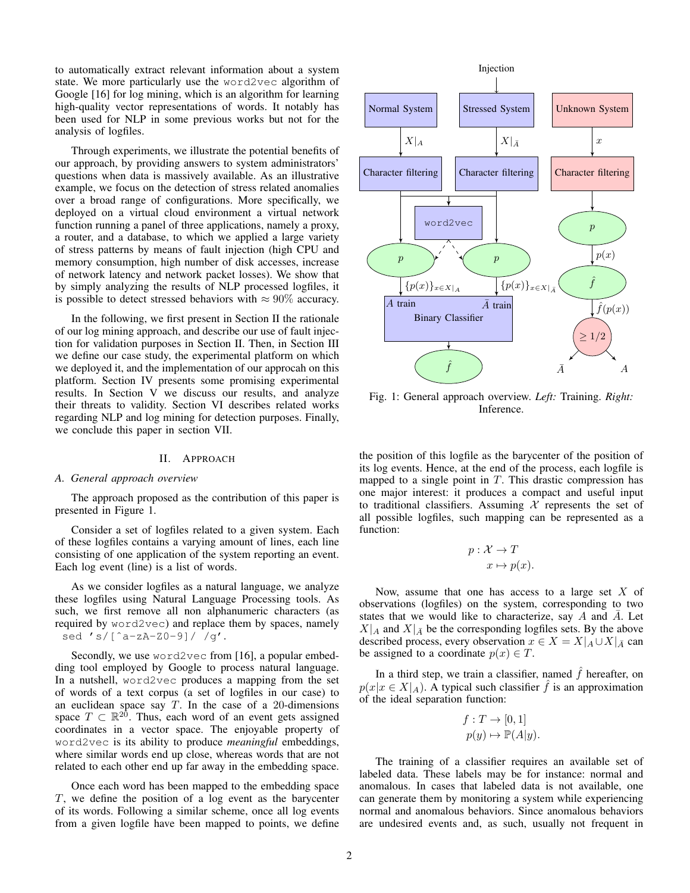to automatically extract relevant information about a system state. We more particularly use the `word2vec` algorithm of Google [16] for log mining, which is an algorithm for learning high-quality vector representations of words. It notably has been used for NLP in some previous works but not for the analysis of logfiles.

Through experiments, we illustrate the potential benefits of our approach, by providing answers to system administrators' questions when data is massively available. As an illustrative example, we focus on the detection of stress related anomalies over a broad range of configurations. More specifically, we deployed on a virtual cloud environment a virtual network function running a panel of three applications, namely a proxy, a router, and a database, to which we applied a large variety of stress patterns by means of fault injection (high CPU and memory consumption, high number of disk accesses, increase of network latency and network packet losses). We show that by simply analyzing the results of NLP processed logfiles, it is possible to detect stressed behaviors with $\approx 90\%$ accuracy.

In the following, we first present in Section II the rationale of our log mining approach, and describe our use of fault injection for validation purposes in Section II. Then, in Section III we define our case study, the experimental platform on which we deployed it, and the implementation of our approcah on this platform. Section IV presents some promising experimental results. In Section V we discuss our results, and analyze their threats to validity. Section VI describes related works regarding NLP and log mining for detection purposes. Finally, we conclude this paper in section VII.

## II. Approach

### A. General approach overview

The approach proposed as the contribution of this paper is presented in Figure 1.

Consider a set of logfiles related to a given system. Each of these logfiles contains a varying amount of lines, each line consisting of one application of the system reporting an event. Each log event (line) is a list of words.

As we consider logfiles as a natural language, we analyze these logfiles using Natural Language Processing tools. As such, we first remove all non alphanumeric characters (as required by `word2vec`) and replace them by spaces, namely `sed 's/[^a-zA-Z0-9]/ /g'`.

Secondly, we use `word2vec` from [16], a popular embedding tool employed by Google to process natural language. In a nutshell, `word2vec` produces a mapping from the set of words of a text corpus (a set of logfiles in our case) to an euclidean space say $T$. In the case of a 20-dimensions space $T \subset \mathbb{R}^{20}$. Thus, each word of an event gets assigned coordinates in a vector space. The enjoyable property of `word2vec` is its ability to produce *meaningful* embeddings, where similar words end up close, whereas words that are not related to each other end up far away in the embedding space.

Once each word has been mapped to the embedding space $T$, we define the position of a log event as the barycenter of its words. Following a similar scheme, once all log events from a given logfile have been mapped to points, we define

Injection

Normal System | Stressed System | Unknown System

$X|_A$ | $X|_{\bar{A}}$ | $x$

Character filtering | Character filtering | Character filtering

word2vec

$p$ | $p$ | $p$

$\{p(x)\}_{x \in X|_A}$ | $\{p(x)\}_{x \in X|_{\bar{A}}}$ | $p(x)$

$A$ train | $\bar{A}$ train

Binary Classifier

$\hat{f}$ | $\hat{f}$

$\hat{f}(p(x))$

$\geq 1/2$

$\bar{A}$ | $A$

Fig. 1: General approach overview. *Left:* Training. *Right:* Inference.

the position of this logfile as the barycenter of the position of its log events. Hence, at the end of the process, each logfile is mapped to a single point in $T$. This drastic compression has one major interest: it produces a compact and useful input to traditional classifiers. Assuming $\mathcal{X}$ represents the set of all possible logfiles, such mapping can be represented as a function:

$$
\begin{aligned}
p : \mathcal{X} &\rightarrow T \\
x &\mapsto p(x).
\end{aligned}
$$

Now, assume that one has access to a large set $X$ of observations (logfiles) on the system, corresponding to two states that we would like to characterize, say $A$ and $\bar{A}$. Let $X|_A$ and $X|_{\bar{A}}$ be the corresponding logfiles sets. By the above described process, every observation $x \in X = X|_A \cup X|_{\bar{A}}$ can be assigned to a coordinate $p(x) \in T$.

In a third step, we train a classifier, named $\hat{f}$ hereafter, on $p(x|x \in X|_A)$. A typical such classifier $\hat{f}$ is an approximation of the ideal separation function:

$$
\begin{aligned}
f : T &\rightarrow [0, 1] \\
p(y) &\mapsto \mathbb{P}(A|y).
\end{aligned}
$$

The training of a classifier requires an available set of labeled data. These labels may be for instance: normal and anomalous. In cases that labeled data is not available, one can generate them by monitoring a system while experiencing normal and anomalous behaviors. Since anomalous behaviors are undesired events and, as such, usually not frequent in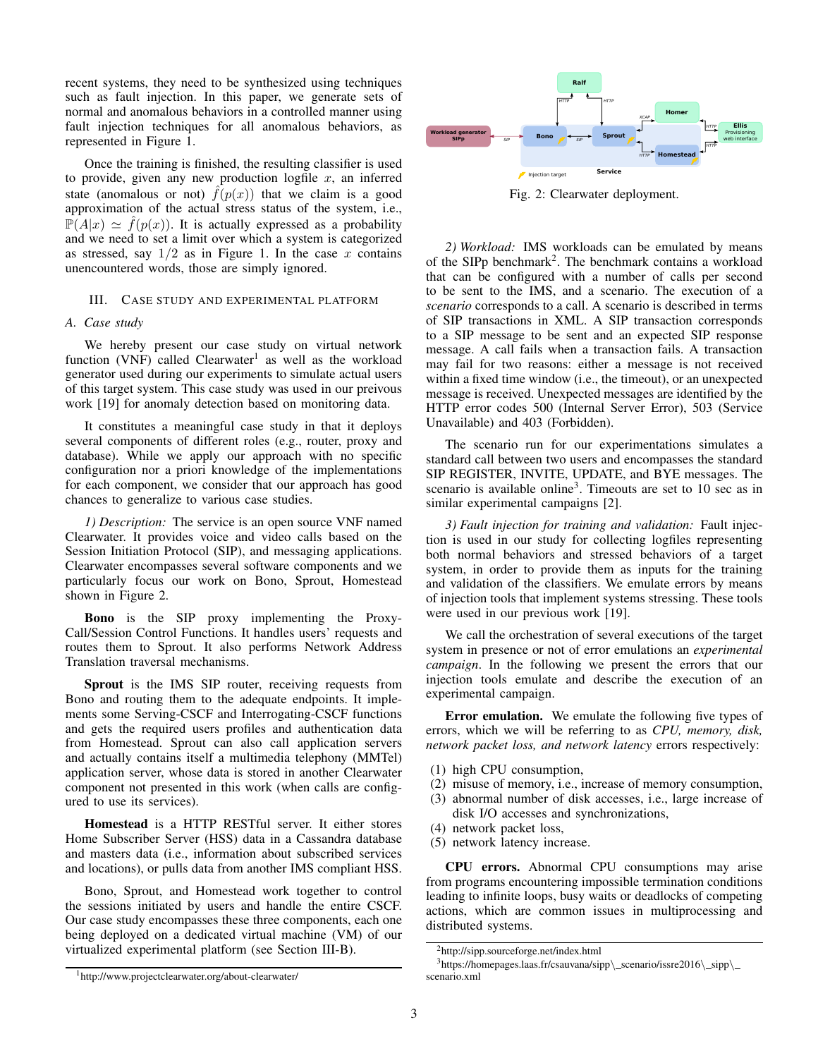recent systems, they need to be synthesized using techniques such as fault injection. In this paper, we generate sets of normal and anomalous behaviors in a controlled manner using fault injection techniques for all anomalous behaviors, as represented in Figure 1.

Once the training is finished, the resulting classifier is used to provide, given any new production logfile $x$, an inferred state (anomalous or not) $\hat{f}(p(x))$ that we claim is a good approximation of the actual stress status of the system, i.e., $\mathbb{P}(A|x) \simeq \hat{f}(p(x))$. It is actually expressed as a probability and we need to set a limit over which a system is categorized as stressed, say $1/2$ as in Figure 1. In the case $x$ contains unencountered words, those are simply ignored.

## III. Case study and experimental platform

### A. Case study

We hereby present our case study on virtual network function (VNF) called Clearwater[1] as well as the workload generator used during our experiments to simulate actual users of this target system. This case study was used in our preivous work [19] for anomaly detection based on monitoring data.

It constitutes a meaningful case study in that it deploys several components of different roles (e.g., router, proxy and database). While we apply our approach with no specific configuration nor a priori knowledge of the implementations for each component, we consider that our approach has good chances to generalize to various case studies.

*1) Description:* The service is an open source VNF named Clearwater. It provides voice and video calls based on the Session Initiation Protocol (SIP), and messaging applications. Clearwater encompasses several software components and we particularly focus our work on Bono, Sprout, Homestead shown in Figure 2.

**Bono** is the SIP proxy implementing the Proxy-Call/Session Control Functions. It handles users' requests and routes them to Sprout. It also performs Network Address Translation traversal mechanisms.

**Sprout** is the IMS SIP router, receiving requests from Bono and routing them to the adequate endpoints. It implements some Serving-CSCF and Interrogating-CSCF functions and gets the required users profiles and authentication data from Homestead. Sprout can also call application servers and actually contains itself a multimedia telephony (MMTel) application server, whose data is stored in another Clearwater component not presented in this work (when calls are configured to use its services).

**Homestead** is a HTTP RESTful server. It either stores Home Subscriber Server (HSS) data in a Cassandra database and masters data (i.e., information about subscribed services and locations), or pulls data from another IMS compliant HSS.

Bono, Sprout, and Homestead work together to control the sessions initiated by users and handle the entire CSCF. Our case study encompasses these three components, each one being deployed on a dedicated virtual machine (VM) of our virtualized experimental platform (see Section III-B).

[1]http://www.projectclearwater.org/about-clearwater/

Ralf

HTTP

HTTP

Homer

XCAP

HTTP

Ellis
Provisioning
web interface

Workload generator
SIPp

SIP

Bono

SIP

Sprout

HTTP

Homestead

HTTP

Injection target

Service

Fig. 2: Clearwater deployment.

*2) Workload:* IMS workloads can be emulated by means of the SIPp benchmark[2]. The benchmark contains a workload that can be configured with a number of calls per second to be sent to the IMS, and a scenario. The execution of a *scenario* corresponds to a call. A scenario is described in terms of SIP transactions in XML. A SIP transaction corresponds to a SIP message to be sent and an expected SIP response message. A call fails when a transaction fails. A transaction may fail for two reasons: either a message is not received within a fixed time window (i.e., the timeout), or an unexpected message is received. Unexpected messages are identified by the HTTP error codes 500 (Internal Server Error), 503 (Service Unavailable) and 403 (Forbidden).

The scenario run for our experimentations simulates a standard call between two users and encompasses the standard SIP REGISTER, INVITE, UPDATE, and BYE messages. The scenario is available online[3]. Timeouts are set to 10 sec as in similar experimental campaigns [2].

*3) Fault injection for training and validation:* Fault injection is used in our study for collecting logfiles representing both normal behaviors and stressed behaviors of a target system, in order to provide them as inputs for the training and validation of the classifiers. We emulate errors by means of injection tools that implement systems stressing. These tools were used in our previous work [19].

We call the orchestration of several executions of the target system in presence or not of error emulations an *experimental campaign*. In the following we present the errors that our injection tools emulate and describe the execution of an experimental campaign.

**Error emulation.** We emulate the following five types of errors, which we will be referring to as *CPU, memory, disk, network packet loss, and network latency* errors respectively:

1. high CPU consumption,
2. misuse of memory, i.e., increase of memory consumption,
3. abnormal number of disk accesses, i.e., large increase of disk I/O accesses and synchronizations,
4. network packet loss,
5. network latency increase.

**CPU errors.** Abnormal CPU consumptions may arise from programs encountering impossible termination conditions leading to infinite loops, busy waits or deadlocks of competing actions, which are common issues in multiprocessing and distributed systems.

[2]http://sipp.sourceforge.net/index.html

[3]https://homepages.laas.fr/csauvana/sipp\_scenario/issre2016\_sipp\_scenario.xml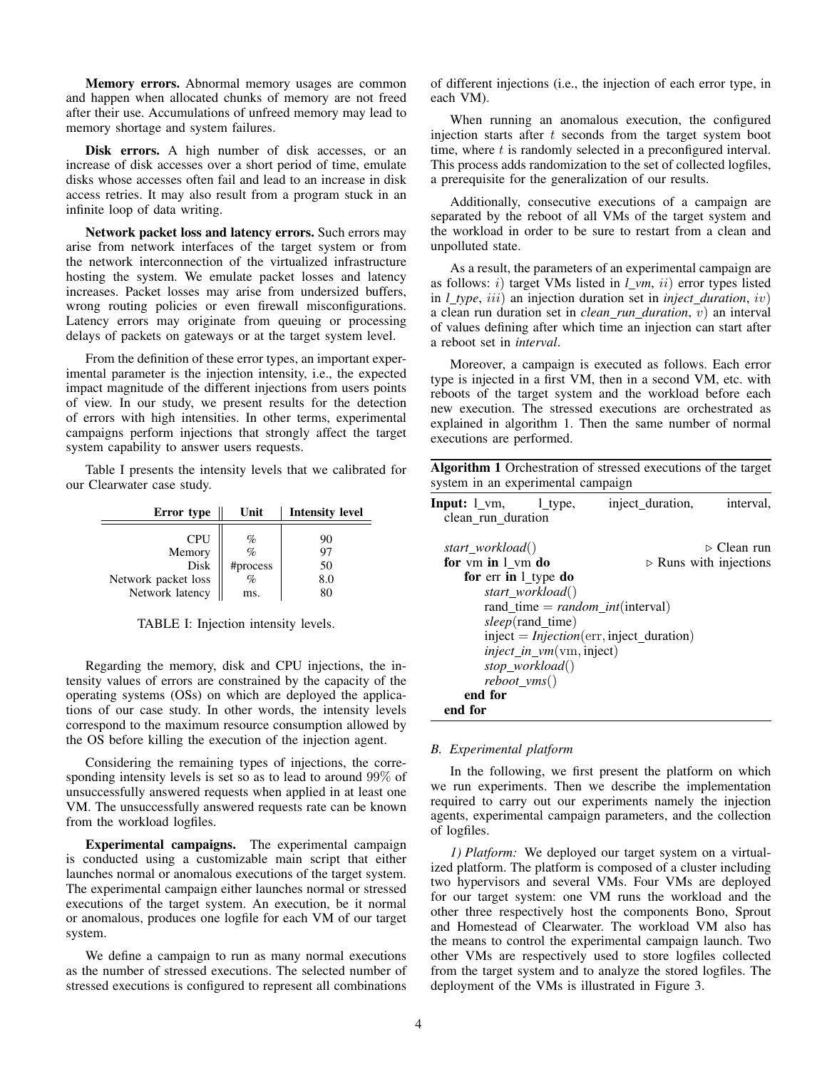**Memory errors.** Abnormal memory usages are common and happen when allocated chunks of memory are not freed after their use. Accumulations of unfreed memory may lead to memory shortage and system failures.

**Disk errors.** A high number of disk accesses, or an increase of disk accesses over a short period of time, emulate disks whose accesses often fail and lead to an increase in disk access retries. It may also result from a program stuck in an infinite loop of data writing.

**Network packet loss and latency errors.** Such errors may arise from network interfaces of the target system or from the network interconnection of the virtualized infrastructure hosting the system. We emulate packet losses and latency increases. Packet losses may arise from undersized buffers, wrong routing policies or even firewall misconfigurations. Latency errors may originate from queuing or processing delays of packets on gateways or at the target system level.

From the definition of these error types, an important experimental parameter is the injection intensity, i.e., the expected impact magnitude of the different injections from users points of view. In our study, we present results for the detection of errors with high intensities. In other terms, experimental campaigns perform injections that strongly affect the target system capability to answer users requests.

Table I presents the intensity levels that we calibrated for our Clearwater case study.

| Error type | Unit | Intensity level |
|---|---|---|
| CPU | % | 90 |
| Memory | % | 97 |
| Disk | #process | 50 |
| Network packet loss | % | 8.0 |
| Network latency | ms. | 80 |

TABLE I: Injection intensity levels.

Regarding the memory, disk and CPU injections, the intensity values of errors are constrained by the capacity of the operating systems (OSs) on which are deployed the applications of our case study. In other words, the intensity levels correspond to the maximum resource consumption allowed by the OS before killing the execution of the injection agent.

Considering the remaining types of injections, the corresponding intensity levels is set so as to lead to around $99\%$ of unsuccessfully answered requests when applied in at least one VM. The unsuccessfully answered requests rate can be known from the workload logfiles.

**Experimental campaigns.** The experimental campaign is conducted using a customizable main script that either launches normal or anomalous executions of the target system. The experimental campaign either launches normal or stressed executions of the target system. An execution, be it normal or anomalous, produces one logfile for each VM of our target system.

We define a campaign to run as many normal executions as the number of stressed executions. The selected number of stressed executions is configured to represent all combinations of different injections (i.e., the injection of each error type, in each VM).

When running an anomalous execution, the configured injection starts after $t$ seconds from the target system boot time, where $t$ is randomly selected in a preconfigured interval. This process adds randomization to the set of collected logfiles, a prerequisite for the generalization of our results.

Additionally, consecutive executions of a campaign are separated by the reboot of all VMs of the target system and the workload in order to be sure to restart from a clean and unpolluted state.

As a result, the parameters of an experimental campaign are as follows: $i)$ target VMs listed in *l_vm*, $ii)$ error types listed in *l_type*, $iii)$ an injection duration set in *inject_duration*, $iv)$ a clean run duration set in *clean_run_duration*, $v)$ an interval of values defining after which time an injection can start after a reboot set in *interval*.

Moreover, a campaign is executed as follows. Each error type is injected in a first VM, then in a second VM, etc. with reboots of the target system and the workload before each new execution. The stressed executions are orchestrated as explained in algorithm 1. Then the same number of normal executions are performed.

**Algorithm 1** Orchestration of stressed executions of the target system in an experimental campaign

```
Input: l_vm, l_type, inject_duration, interval, clean_run_duration

start_workload()                                  ▷ Clean run
for vm in l_vm do                                 ▷ Runs with injections
    for err in l_type do
        start_workload()
        rand_time = random_int(interval)
        sleep(rand_time)
        inject = Injection(err, inject_duration)
        inject_in_vm(vm, inject)
        stop_workload()
        reboot_vms()
    end for
end for
```

### B. Experimental platform

In the following, we first present the platform on which we run experiments. Then we describe the implementation required to carry out our experiments namely the injection agents, experimental campaign parameters, and the collection of logfiles.

*1) Platform:* We deployed our target system on a virtualized platform. The platform is composed of a cluster including two hypervisors and several VMs. Four VMs are deployed for our target system: one VM runs the workload and the other three respectively host the components Bono, Sprout and Homestead of Clearwater. The workload VM also has the means to control the experimental campaign launch. Two other VMs are respectively used to store logfiles collected from the target system and to analyze the stored logfiles. The deployment of the VMs is illustrated in Figure 3.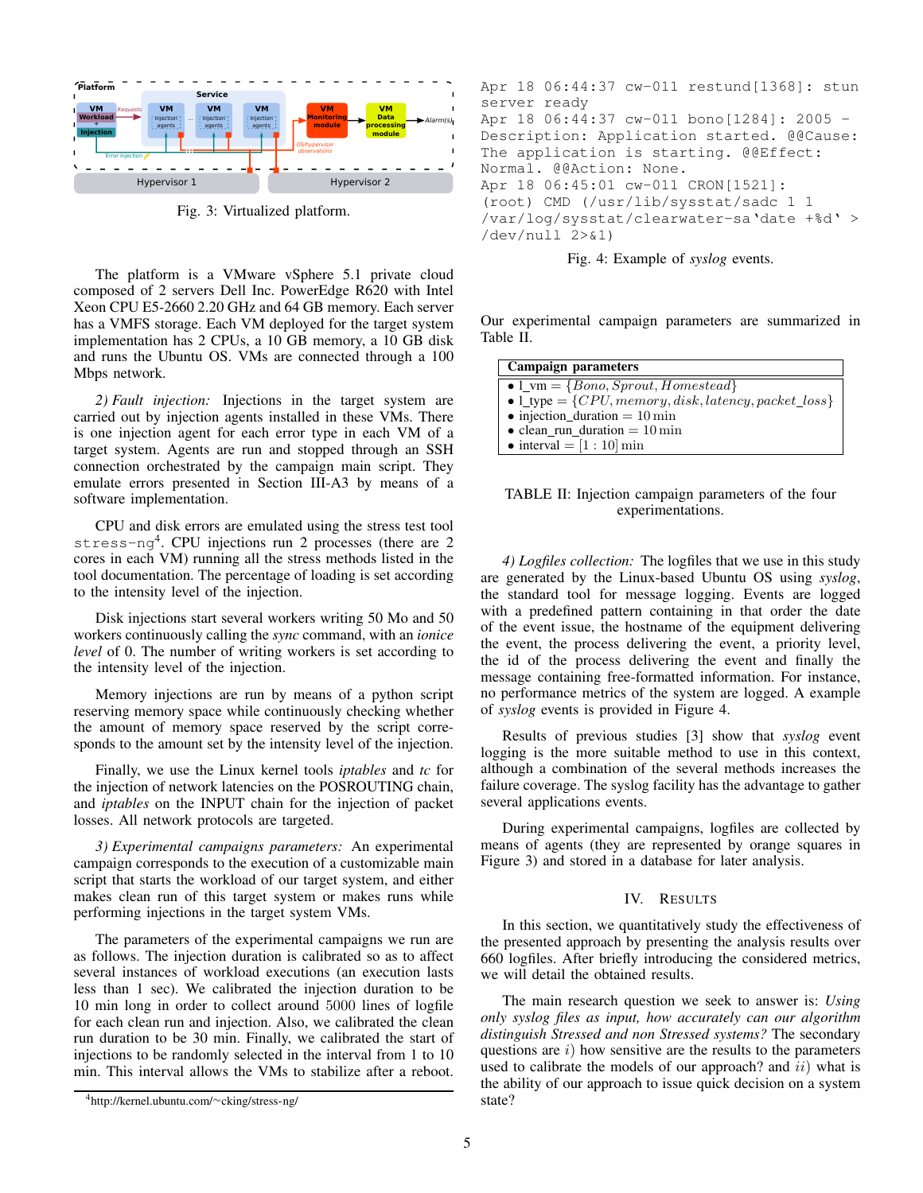Platform

Service

VM Workload + Injection

Requests

VM Injection agents

...

VM Injection agents

VM Injection agents

VM Monitoring module

VM Data processing module

Alarm(s)

OS/hypervisor observations

Error injection

Hypervisor 1

Hypervisor 2

Fig. 3: Virtualized platform.

The platform is a VMware vSphere 5.1 private cloud composed of 2 servers Dell Inc. PowerEdge R620 with Intel Xeon CPU E5-2660 2.20 GHz and 64 GB memory. Each server has a VMFS storage. Each VM deployed for the target system implementation has 2 CPUs, a 10 GB memory, a 10 GB disk and runs the Ubuntu OS. VMs are connected through a 100 Mbps network.

*2) Fault injection:* Injections in the target system are carried out by injection agents installed in these VMs. There is one injection agent for each error type in each VM of a target system. Agents are run and stopped through an SSH connection orchestrated by the campaign main script. They emulate errors presented in Section III-A3 by means of a software implementation.

CPU and disk errors are emulated using the stress test tool `stress-ng`[4]. CPU injections run 2 processes (there are 2 cores in each VM) running all the stress methods listed in the tool documentation. The percentage of loading is set according to the intensity level of the injection.

Disk injections start several workers writing 50 Mo and 50 workers continuously calling the *sync* command, with an *ionice level* of 0. The number of writing workers is set according to the intensity level of the injection.

Memory injections are run by means of a python script reserving memory space while continuously checking whether the amount of memory space reserved by the script corresponds to the amount set by the intensity level of the injection.

Finally, we use the Linux kernel tools *iptables* and *tc* for the injection of network latencies on the POSROUTING chain, and *iptables* on the INPUT chain for the injection of packet losses. All network protocols are targeted.

*3) Experimental campaigns parameters:* An experimental campaign corresponds to the execution of a customizable main script that starts the workload of our target system, and either makes clean run of this target system or makes runs while performing injections in the target system VMs.

The parameters of the experimental campaigns we run are as follows. The injection duration is calibrated so as to affect several instances of workload executions (an execution lasts less than 1 sec). We calibrated the injection duration to be 10 min long in order to collect around 5000 lines of logfile for each clean run and injection. Also, we calibrated the clean run duration to be 30 min. Finally, we calibrated the start of injections to be randomly selected in the interval from 1 to 10 min. This interval allows the VMs to stabilize after a reboot.

[4]http://kernel.ubuntu.com/~cking/stress-ng/

```
Apr 18 06:44:37 cw-011 restund[1368]: stun
server ready
Apr 18 06:44:37 cw-011 bono[1284]: 2005 -
Description: Application started. @@Cause:
The application is starting. @@Effect:
Normal. @@Action: None.
Apr 18 06:45:01 cw-011 CRON[1521]:
(root) CMD (/usr/lib/sysstat/sadc 1 1
/var/log/sysstat/clearwater-sa`date +%d` >
/dev/null 2>&1)
```

Fig. 4: Example of *syslog* events.

Our experimental campaign parameters are summarized in Table II.

| **Campaign parameters** |
|---|
| • l_vm = $\{Bono, Sprout, Homestead\}$ |
| • l_type = $\{CPU, memory, disk, latency, packet\_loss\}$ |
| • injection_duration = $10\,\text{min}$ |
| • clean_run_duration = $10\,\text{min}$ |
| • interval = $[1:10]\,\text{min}$ |

TABLE II: Injection campaign parameters of the four experimentations.

*4) Logfiles collection:* The logfiles that we use in this study are generated by the Linux-based Ubuntu OS using *syslog*, the standard tool for message logging. Events are logged with a predefined pattern containing in that order the date of the event issue, the hostname of the equipment delivering the event, the process delivering the event, a priority level, the id of the process delivering the event and finally the message containing free-formatted information. For instance, no performance metrics of the system are logged. A example of *syslog* events is provided in Figure 4.

Results of previous studies [3] show that *syslog* event logging is the more suitable method to use in this context, although a combination of the several methods increases the failure coverage. The syslog facility has the advantage to gather several applications events.

During experimental campaigns, logfiles are collected by means of agents (they are represented by orange squares in Figure 3) and stored in a database for later analysis.

## IV. RESULTS

In this section, we quantitatively study the effectiveness of the presented approach by presenting the analysis results over 660 logfiles. After briefly introducing the considered metrics, we will detail the obtained results.

The main research question we seek to answer is: *Using only syslog files as input, how accurately can our algorithm distinguish Stressed and non Stressed systems?* The secondary questions are $i$) how sensitive are the results to the parameters used to calibrate the models of our approach? and $ii$) what is the ability of our approach to issue quick decision on a system state?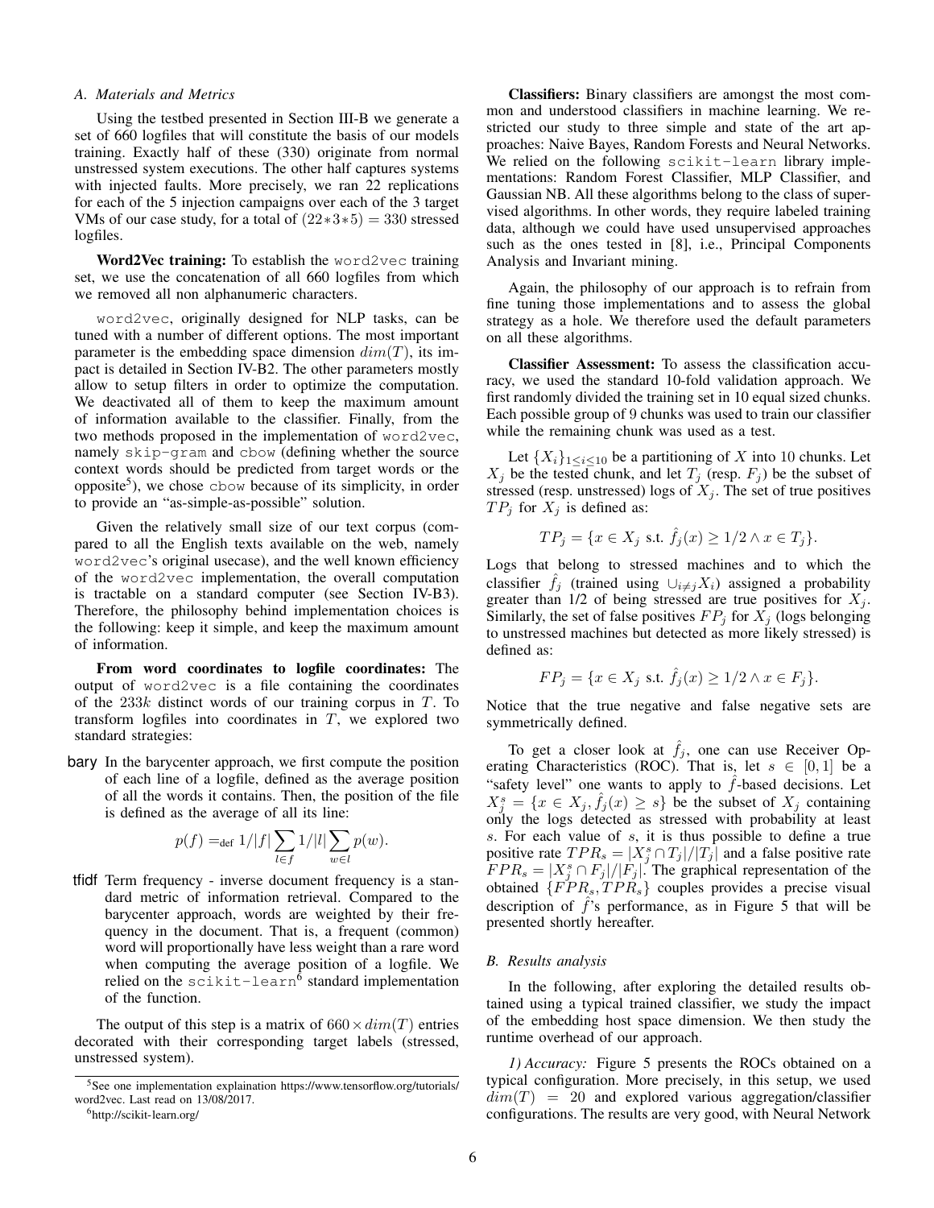### A. Materials and Metrics

Using the testbed presented in Section III-B we generate a set of 660 logfiles that will constitute the basis of our models training. Exactly half of these (330) originate from normal unstressed system executions. The other half captures systems with injected faults. More precisely, we ran 22 replications for each of the 5 injection campaigns over each of the 3 target VMs of our case study, for a total of $(22*3*5) = 330$ stressed logfiles.

**Word2Vec training:** To establish the `word2vec` training set, we use the concatenation of all 660 logfiles from which we removed all non alphanumeric characters.

`word2vec`, originally designed for NLP tasks, can be tuned with a number of different options. The most important parameter is the embedding space dimension $dim(T)$, its impact is detailed in Section IV-B2. The other parameters mostly allow to setup filters in order to optimize the computation. We deactivated all of them to keep the maximum amount of information available to the classifier. Finally, from the two methods proposed in the implementation of `word2vec`, namely `skip-gram` and `cbow` (defining whether the source context words should be predicted from target words or the opposite[5]), we chose `cbow` because of its simplicity, in order to provide an "as-simple-as-possible" solution.

Given the relatively small size of our text corpus (compared to all the English texts available on the web, namely `word2vec`'s original usecase), and the well known efficiency of the `word2vec` implementation, the overall computation is tractable on a standard computer (see Section IV-B3). Therefore, the philosophy behind implementation choices is the following: keep it simple, and keep the maximum amount of information.

**From word coordinates to logfile coordinates:** The output of `word2vec` is a file containing the coordinates of the $233k$ distinct words of our training corpus in $T$. To transform logfiles into coordinates in $T$, we explored two standard strategies:

**bary** In the barycenter approach, we first compute the position of each line of a logfile, defined as the average position of all the words it contains. Then, the position of the file is defined as the average of all its line:

$$p(f) =_{\text{def}} 1/|f| \sum_{l \in f} 1/|l| \sum_{w \in l} p(w).$$

**tfidf** Term frequency - inverse document frequency is a standard metric of information retrieval. Compared to the barycenter approach, words are weighted by their frequency in the document. That is, a frequent (common) word will proportionally have less weight than a rare word when computing the average position of a logfile. We relied on the `scikit-learn`[6] standard implementation of the function.

The output of this step is a matrix of $660 \times dim(T)$ entries decorated with their corresponding target labels (stressed, unstressed system).

**Classifiers:** Binary classifiers are amongst the most common and understood classifiers in machine learning. We restricted our study to three simple and state of the art approaches: Naive Bayes, Random Forests and Neural Networks. We relied on the following `scikit-learn` library implementations: Random Forest Classifier, MLP Classifier, and Gaussian NB. All these algorithms belong to the class of supervised algorithms. In other words, they require labeled training data, although we could have used unsupervised approaches such as the ones tested in [8], i.e., Principal Components Analysis and Invariant mining.

Again, the philosophy of our approach is to refrain from fine tuning those implementations and to assess the global strategy as a hole. We therefore used the default parameters on all these algorithms.

**Classifier Assessment:** To assess the classification accuracy, we used the standard 10-fold validation approach. We first randomly divided the training set in 10 equal sized chunks. Each possible group of 9 chunks was used to train our classifier while the remaining chunk was used as a test.

Let $\{X_i\}_{1 \leq i \leq 10}$ be a partitioning of $X$ into 10 chunks. Let $X_j$ be the tested chunk, and let $T_j$ (resp. $F_j$) be the subset of stressed (resp. unstressed) logs of $X_j$. The set of true positives $TP_j$ for $X_j$ is defined as:

$$TP_j = \{x \in X_j \text{ s.t. } \hat{f}_j(x) \geq 1/2 \wedge x \in T_j\}.$$

Logs that belong to stressed machines and to which the classifier $\hat{f}_j$ (trained using $\cup_{i \neq j} X_i$) assigned a probability greater than 1/2 of being stressed are true positives for $X_j$. Similarly, the set of false positives $FP_j$ for $X_j$ (logs belonging to unstressed machines but detected as more likely stressed) is defined as:

$$FP_j = \{x \in X_j \text{ s.t. } \hat{f}_j(x) \geq 1/2 \wedge x \in F_j\}.$$

Notice that the true negative and false negative sets are symmetrically defined.

To get a closer look at $\hat{f}_j$, one can use Receiver Operating Characteristics (ROC). That is, let $s \in [0, 1]$ be a "safety level" one wants to apply to $\hat{f}$-based decisions. Let $X_j^s = \{x \in X_j, \hat{f}_j(x) \geq s\}$ be the subset of $X_j$ containing only the logs detected as stressed with probability at least $s$. For each value of $s$, it is thus possible to define a true positive rate $TPR_s = |X_j^s \cap T_j|/|T_j|$ and a false positive rate $FPR_s = |X_j^s \cap F_j|/|F_j|$. The graphical representation of the obtained $\{FPR_s, TPR_s\}$ couples provides a precise visual description of $\hat{f}$'s performance, as in Figure 5 that will be presented shortly hereafter.

### B. Results analysis

In the following, after exploring the detailed results obtained using a typical trained classifier, we study the impact of the embedding host space dimension. We then study the runtime overhead of our approach.

*1) Accuracy:* Figure 5 presents the ROCs obtained on a typical configuration. More precisely, in this setup, we used $dim(T) = 20$ and explored various aggregation/classifier configurations. The results are very good, with Neural Network

[5] See one implementation explaination https://www.tensorflow.org/tutorials/word2vec. Last read on 13/08/2017.

[6] http://scikit-learn.org/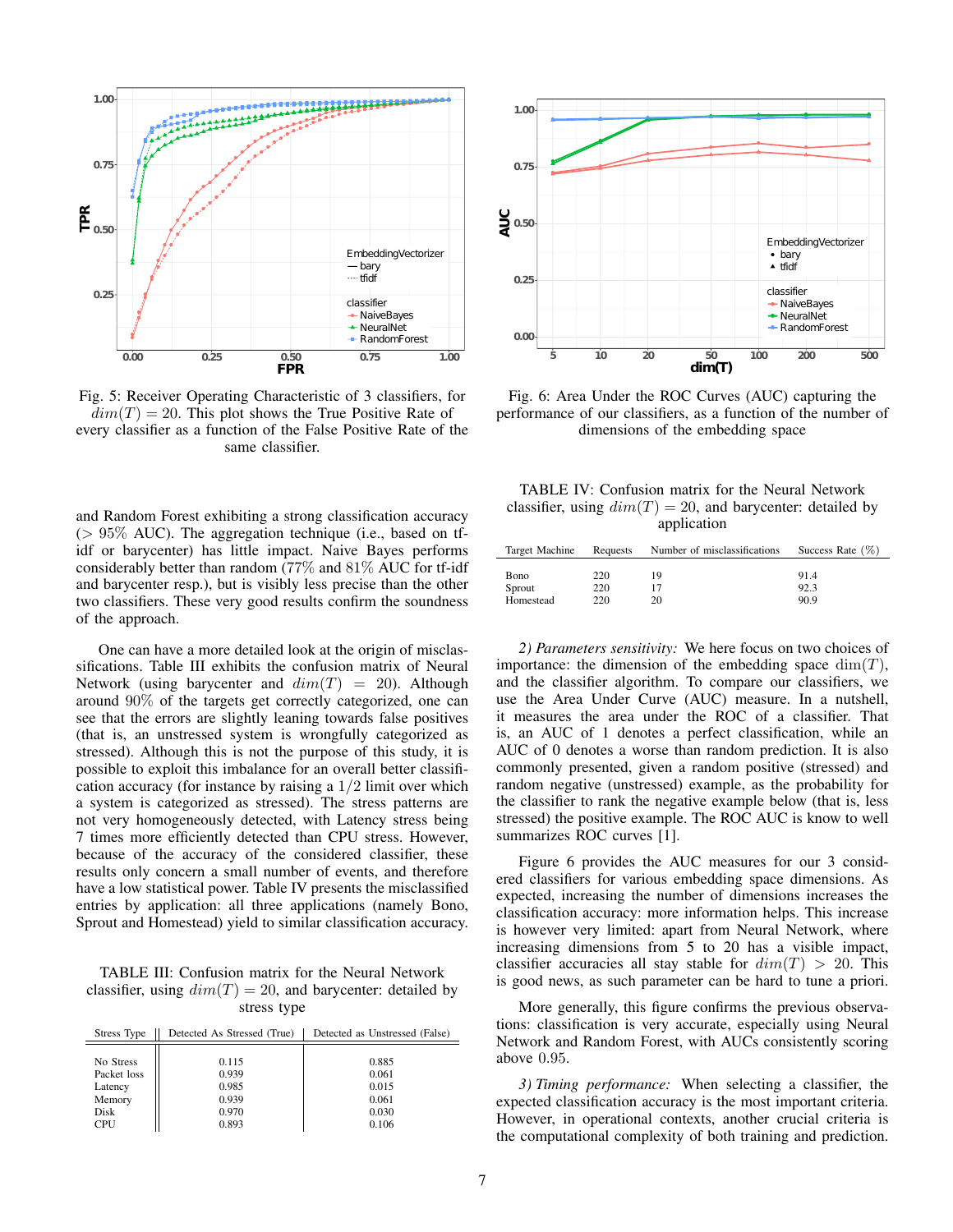1.00
0.75
0.50
0.25
TPR
0.00 0.25 0.50 0.75 1.00
FPR
EmbeddingVectorizer
— bary
···· tfidf
classifier
NaiveBayes
NeuralNet
RandomForest

Fig. 5: Receiver Operating Characteristic of 3 classifiers, for $dim(T) = 20$. This plot shows the True Positive Rate of every classifier as a function of the False Positive Rate of the same classifier.

1.00
0.75
0.50
0.25
0.00
AUC
5 10 20 50 100 200 500
dim(T)
EmbeddingVectorizer
• bary
▲ tfidf
classifier
NaiveBayes
NeuralNet
RandomForest

Fig. 6: Area Under the ROC Curves (AUC) capturing the performance of our classifiers, as a function of the number of dimensions of the embedding space

and Random Forest exhibiting a strong classification accuracy ($> 95\%$ AUC). The aggregation technique (i.e., based on tf-idf or barycenter) has little impact. Naive Bayes performs considerably better than random ($77\%$ and $81\%$ AUC for tf-idf and barycenter resp.), but is visibly less precise than the other two classifiers. These very good results confirm the soundness of the approach.

One can have a more detailed look at the origin of misclassifications. Table III exhibits the confusion matrix of Neural Network (using barycenter and $dim(T) = 20$). Although around $90\%$ of the targets get correctly categorized, one can see that the errors are slightly leaning towards false positives (that is, an unstressed system is wrongfully categorized as stressed). Although this is not the purpose of this study, it is possible to exploit this imbalance for an overall better classification accuracy (for instance by raising a $1/2$ limit over which a system is categorized as stressed). The stress patterns are not very homogeneously detected, with Latency stress being 7 times more efficiently detected than CPU stress. However, because of the accuracy of the considered classifier, these results only concern a small number of events, and therefore have a low statistical power. Table IV presents the misclassified entries by application: all three applications (namely Bono, Sprout and Homestead) yield to similar classification accuracy.

TABLE III: Confusion matrix for the Neural Network classifier, using $dim(T) = 20$, and barycenter: detailed by stress type

| Stress Type | Detected As Stressed (True) | Detected as Unstressed (False) |
|---|---|---|
| No Stress | 0.115 | 0.885 |
| Packet loss | 0.939 | 0.061 |
| Latency | 0.985 | 0.015 |
| Memory | 0.939 | 0.061 |
| Disk | 0.970 | 0.030 |
| CPU | 0.893 | 0.106 |

TABLE IV: Confusion matrix for the Neural Network classifier, using $dim(T) = 20$, and barycenter: detailed by application

| Target Machine | Requests | Number of misclassifications | Success Rate (%) |
|---|---|---|---|
| Bono | 220 | 19 | 91.4 |
| Sprout | 220 | 17 | 92.3 |
| Homestead | 220 | 20 | 90.9 |

*2) Parameters sensitivity:* We here focus on two choices of importance: the dimension of the embedding space $\dim(T)$, and the classifier algorithm. To compare our classifiers, we use the Area Under Curve (AUC) measure. In a nutshell, it measures the area under the ROC of a classifier. That is, an AUC of 1 denotes a perfect classification, while an AUC of 0 denotes a worse than random prediction. It is also commonly presented, given a random positive (stressed) and random negative (unstressed) example, as the probability for the classifier to rank the negative example below (that is, less stressed) the positive example. The ROC AUC is know to well summarizes ROC curves [1].

Figure 6 provides the AUC measures for our 3 considered classifiers for various embedding space dimensions. As expected, increasing the number of dimensions increases the classification accuracy: more information helps. This increase is however very limited: apart from Neural Network, where increasing dimensions from 5 to 20 has a visible impact, classifier accuracies all stay stable for $dim(T) > 20$. This is good news, as such parameter can be hard to tune a priori.

More generally, this figure confirms the previous observations: classification is very accurate, especially using Neural Network and Random Forest, with AUCs consistently scoring above 0.95.

*3) Timing performance:* When selecting a classifier, the expected classification accuracy is the most important criteria. However, in operational contexts, another crucial criteria is the computational complexity of both training and prediction.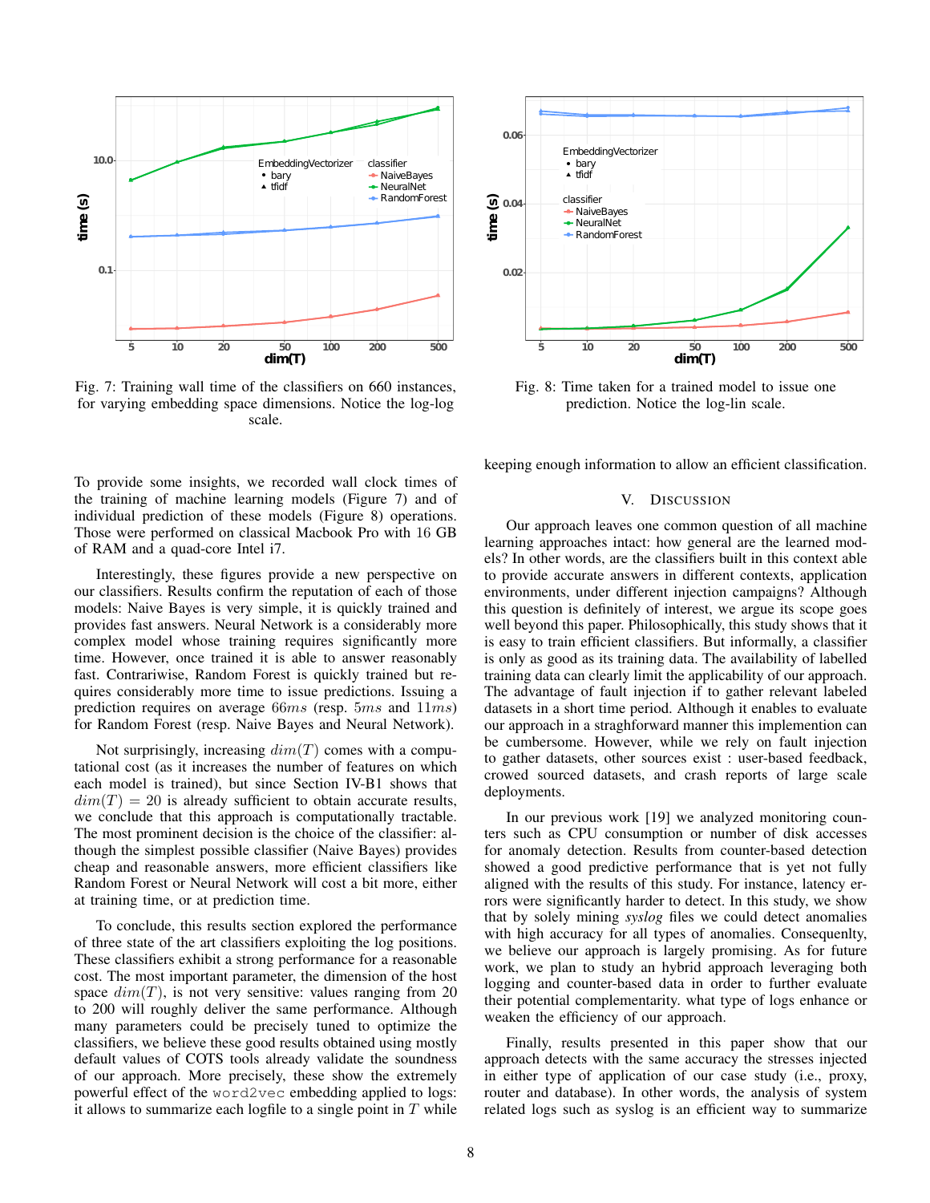time (s)

10.0

0.1

5 10 20 50 100 200 500

dim(T)

EmbeddingVectorizer
• bary
▲ tfidf

classifier
NaiveBayes
NeuralNet
RandomForest

Fig. 7: Training wall time of the classifiers on 660 instances, for varying embedding space dimensions. Notice the log-log scale.

time (s)

0.06

0.04

0.02

5 10 20 50 100 200 500

dim(T)

EmbeddingVectorizer
• bary
▲ tfidf

classifier
NaiveBayes
NeuralNet
RandomForest

Fig. 8: Time taken for a trained model to issue one prediction. Notice the log-lin scale.

To provide some insights, we recorded wall clock times of the training of machine learning models (Figure 7) and of individual prediction of these models (Figure 8) operations. Those were performed on classical Macbook Pro with 16 GB of RAM and a quad-core Intel i7.

Interestingly, these figures provide a new perspective on our classifiers. Results confirm the reputation of each of those models: Naive Bayes is very simple, it is quickly trained and provides fast answers. Neural Network is a considerably more complex model whose training requires significantly more time. However, once trained it is able to answer reasonably fast. Contrariwise, Random Forest is quickly trained but requires considerably more time to issue predictions. Issuing a prediction requires on average $66ms$ (resp. $5ms$ and $11ms$) for Random Forest (resp. Naive Bayes and Neural Network).

Not surprisingly, increasing $dim(T)$ comes with a computational cost (as it increases the number of features on which each model is trained), but since Section IV-B1 shows that $dim(T) = 20$ is already sufficient to obtain accurate results, we conclude that this approach is computationally tractable. The most prominent decision is the choice of the classifier: although the simplest possible classifier (Naive Bayes) provides cheap and reasonable answers, more efficient classifiers like Random Forest or Neural Network will cost a bit more, either at training time, or at prediction time.

To conclude, this results section explored the performance of three state of the art classifiers exploiting the log positions. These classifiers exhibit a strong performance for a reasonable cost. The most important parameter, the dimension of the host space $dim(T)$, is not very sensitive: values ranging from 20 to 200 will roughly deliver the same performance. Although many parameters could be precisely tuned to optimize the classifiers, we believe these good results obtained using mostly default values of COTS tools already validate the soundness of our approach. More precisely, these show the extremely powerful effect of the `word2vec` embedding applied to logs: it allows to summarize each logfile to a single point in $T$ while keeping enough information to allow an efficient classification.

## V. Discussion

Our approach leaves one common question of all machine learning approaches intact: how general are the learned models? In other words, are the classifiers built in this context able to provide accurate answers in different contexts, application environments, under different injection campaigns? Although this question is definitely of interest, we argue its scope goes well beyond this paper. Philosophically, this study shows that it is easy to train efficient classifiers. But informally, a classifier is only as good as its training data. The availability of labelled training data can clearly limit the applicability of our approach. The advantage of fault injection if to gather relevant labeled datasets in a short time period. Although it enables to evaluate our approach in a straghforward manner this implemention can be cumbersome. However, while we rely on fault injection to gather datasets, other sources exist : user-based feedback, crowed sourced datasets, and crash reports of large scale deployments.

In our previous work [19] we analyzed monitoring counters such as CPU consumption or number of disk accesses for anomaly detection. Results from counter-based detection showed a good predictive performance that is yet not fully aligned with the results of this study. For instance, latency errors were significantly harder to detect. In this study, we show that by solely mining *syslog* files we could detect anomalies with high accuracy for all types of anomalies. Consequenlty, we believe our approach is largely promising. As for future work, we plan to study an hybrid approach leveraging both logging and counter-based data in order to further evaluate their potential complementarity. what type of logs enhance or weaken the efficiency of our approach.

Finally, results presented in this paper show that our approach detects with the same accuracy the stresses injected in either type of application of our case study (i.e., proxy, router and database). In other words, the analysis of system related logs such as syslog is an efficient way to summarize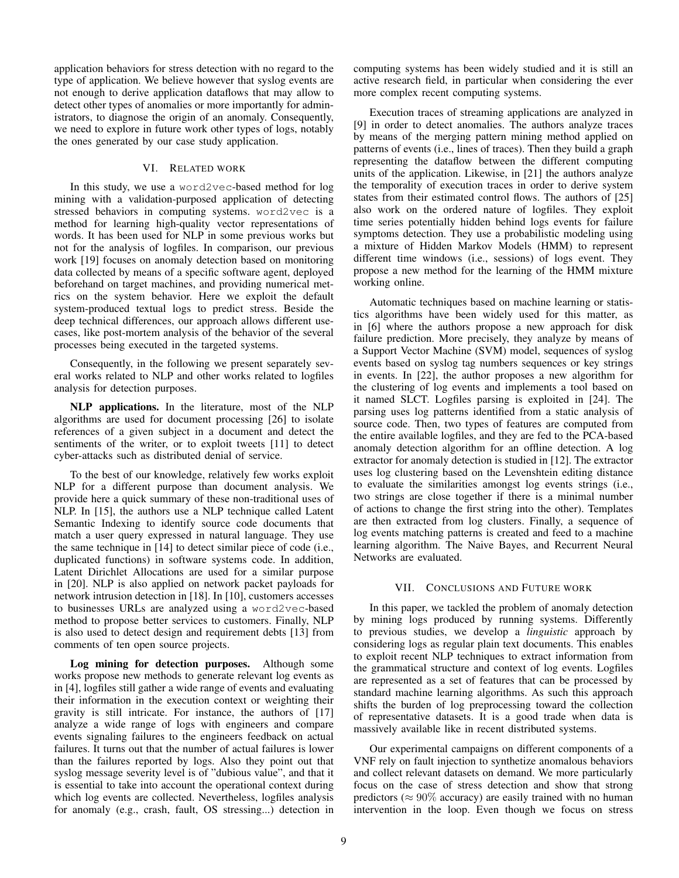application behaviors for stress detection with no regard to the type of application. We believe however that syslog events are not enough to derive application dataflows that may allow to detect other types of anomalies or more importantly for administrators, to diagnose the origin of an anomaly. Consequently, we need to explore in future work other types of logs, notably the ones generated by our case study application.

## VI. Related work

In this study, we use a `word2vec`-based method for log mining with a validation-purposed application of detecting stressed behaviors in computing systems. `word2vec` is a method for learning high-quality vector representations of words. It has been used for NLP in some previous works but not for the analysis of logfiles. In comparison, our previous work [19] focuses on anomaly detection based on monitoring data collected by means of a specific software agent, deployed beforehand on target machines, and providing numerical metrics on the system behavior. Here we exploit the default system-produced textual logs to predict stress. Beside the deep technical differences, our approach allows different use-cases, like post-mortem analysis of the behavior of the several processes being executed in the targeted systems.

Consequently, in the following we present separately several works related to NLP and other works related to logfiles analysis for detection purposes.

**NLP applications.** In the literature, most of the NLP algorithms are used for document processing [26] to isolate references of a given subject in a document and detect the sentiments of the writer, or to exploit tweets [11] to detect cyber-attacks such as distributed denial of service.

To the best of our knowledge, relatively few works exploit NLP for a different purpose than document analysis. We provide here a quick summary of these non-traditional uses of NLP. In [15], the authors use a NLP technique called Latent Semantic Indexing to identify source code documents that match a user query expressed in natural language. They use the same technique in [14] to detect similar piece of code (i.e., duplicated functions) in software systems code. In addition, Latent Dirichlet Allocations are used for a similar purpose in [20]. NLP is also applied on network packet payloads for network intrusion detection in [18]. In [10], customers accesses to businesses URLs are analyzed using a `word2vec`-based method to propose better services to customers. Finally, NLP is also used to detect design and requirement debts [13] from comments of ten open source projects.

**Log mining for detection purposes.** Although some works propose new methods to generate relevant log events as in [4], logfiles still gather a wide range of events and evaluating their information in the execution context or weighting their gravity is still intricate. For instance, the authors of [17] analyze a wide range of logs with engineers and compare events signaling failures to the engineers feedback on actual failures. It turns out that the number of actual failures is lower than the failures reported by logs. Also they point out that syslog message severity level is of "dubious value", and that it is essential to take into account the operational context during which log events are collected. Nevertheless, logfiles analysis for anomaly (e.g., crash, fault, OS stressing...) detection in computing systems has been widely studied and it is still an active research field, in particular when considering the ever more complex recent computing systems.

Execution traces of streaming applications are analyzed in [9] in order to detect anomalies. The authors analyze traces by means of the merging pattern mining method applied on patterns of events (i.e., lines of traces). Then they build a graph representing the dataflow between the different computing units of the application. Likewise, in [21] the authors analyze the temporality of execution traces in order to derive system states from their estimated control flows. The authors of [25] also work on the ordered nature of logfiles. They exploit time series potentially hidden behind logs events for failure symptoms detection. They use a probabilistic modeling using a mixture of Hidden Markov Models (HMM) to represent different time windows (i.e., sessions) of logs event. They propose a new method for the learning of the HMM mixture working online.

Automatic techniques based on machine learning or statistics algorithms have been widely used for this matter, as in [6] where the authors propose a new approach for disk failure prediction. More precisely, they analyze by means of a Support Vector Machine (SVM) model, sequences of syslog events based on syslog tag numbers sequences or key strings in events. In [22], the author proposes a new algorithm for the clustering of log events and implements a tool based on it named SLCT. Logfiles parsing is exploited in [24]. The parsing uses log patterns identified from a static analysis of source code. Then, two types of features are computed from the entire available logfiles, and they are fed to the PCA-based anomaly detection algorithm for an offline detection. A log extractor for anomaly detection is studied in [12]. The extractor uses log clustering based on the Levenshtein editing distance to evaluate the similarities amongst log events strings (i.e., two strings are close together if there is a minimal number of actions to change the first string into the other). Templates are then extracted from log clusters. Finally, a sequence of log events matching patterns is created and feed to a machine learning algorithm. The Naive Bayes, and Recurrent Neural Networks are evaluated.

## VII. Conclusions and Future work

In this paper, we tackled the problem of anomaly detection by mining logs produced by running systems. Differently to previous studies, we develop a *linguistic* approach by considering logs as regular plain text documents. This enables to exploit recent NLP techniques to extract information from the grammatical structure and context of log events. Logfiles are represented as a set of features that can be processed by standard machine learning algorithms. As such this approach shifts the burden of log preprocessing toward the collection of representative datasets. It is a good trade when data is massively available like in recent distributed systems.

Our experimental campaigns on different components of a VNF rely on fault injection to synthetize anomalous behaviors and collect relevant datasets on demand. We more particularly focus on the case of stress detection and show that strong predictors ($\approx 90\%$ accuracy) are easily trained with no human intervention in the loop. Even though we focus on stress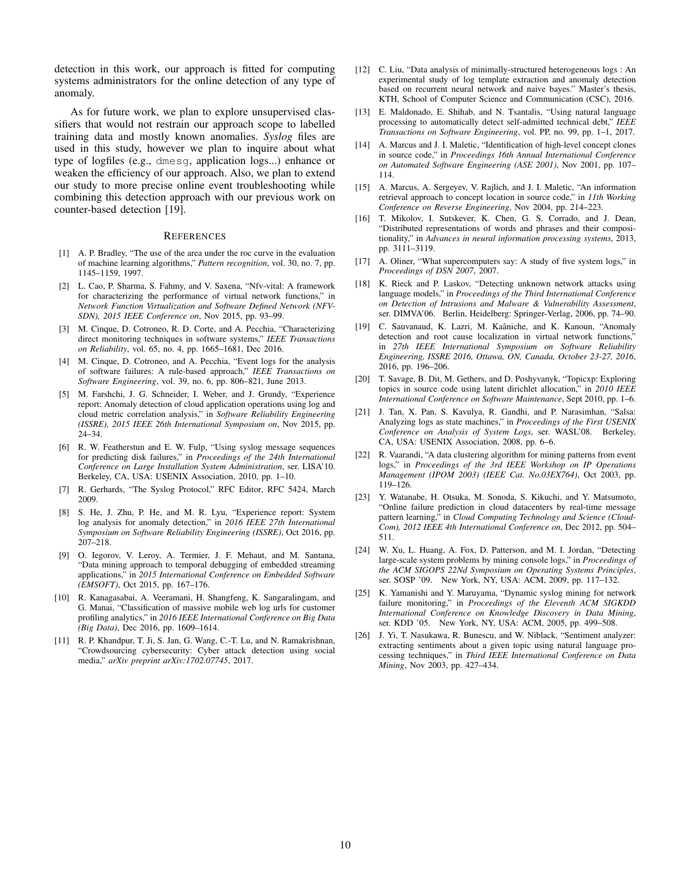detection in this work, our approach is fitted for computing systems administrators for the online detection of any type of anomaly.

As for future work, we plan to explore unsupervised classifiers that would not restrain our approach scope to labelled training data and mostly known anomalies. *Syslog* files are used in this study, however we plan to inquire about what type of logfiles (e.g., `dmesg`, application logs...) enhance or weaken the efficiency of our approach. Also, we plan to extend our study to more precise online event troubleshooting while combining this detection approach with our previous work on counter-based detection [19].

## References

[1] A. P. Bradley, "The use of the area under the roc curve in the evaluation of machine learning algorithms," *Pattern recognition*, vol. 30, no. 7, pp. 1145–1159, 1997.

[2] L. Cao, P. Sharma, S. Fahmy, and V. Saxena, "Nfv-vital: A framework for characterizing the performance of virtual network functions," in *Network Function Virtualization and Software Defined Network (NFV-SDN), 2015 IEEE Conference on*, Nov 2015, pp. 93–99.

[3] M. Cinque, D. Cotroneo, R. D. Corte, and A. Pecchia, "Characterizing direct monitoring techniques in software systems," *IEEE Transactions on Reliability*, vol. 65, no. 4, pp. 1665–1681, Dec 2016.

[4] M. Cinque, D. Cotroneo, and A. Pecchia, "Event logs for the analysis of software failures: A rule-based approach," *IEEE Transactions on Software Engineering*, vol. 39, no. 6, pp. 806–821, June 2013.

[5] M. Farshchi, J. G. Schneider, I. Weber, and J. Grundy, "Experience report: Anomaly detection of cloud application operations using log and cloud metric correlation analysis," in *Software Reliability Engineering (ISSRE), 2015 IEEE 26th International Symposium on*, Nov 2015, pp. 24–34.

[6] R. W. Featherstun and E. W. Fulp, "Using syslog message sequences for predicting disk failures," in *Proceedings of the 24th International Conference on Large Installation System Administration*, ser. LISA'10. Berkeley, CA, USA: USENIX Association, 2010, pp. 1–10.

[7] R. Gerhards, "The Syslog Protocol," RFC Editor, RFC 5424, March 2009.

[8] S. He, J. Zhu, P. He, and M. R. Lyu, "Experience report: System log analysis for anomaly detection," in *2016 IEEE 27th International Symposium on Software Reliability Engineering (ISSRE)*, Oct 2016, pp. 207–218.

[9] O. Iegorov, V. Leroy, A. Termier, J. F. Mehaut, and M. Santana, "Data mining approach to temporal debugging of embedded streaming applications," in *2015 International Conference on Embedded Software (EMSOFT)*, Oct 2015, pp. 167–176.

[10] R. Kanagasabai, A. Veeramani, H. Shangfeng, K. Sangaralingam, and G. Manai, "Classification of massive mobile web log urls for customer profiling analytics," in *2016 IEEE International Conference on Big Data (Big Data)*, Dec 2016, pp. 1609–1614.

[11] R. P. Khandpur, T. Ji, S. Jan, G. Wang, C.-T. Lu, and N. Ramakrishnan, "Crowdsourcing cybersecurity: Cyber attack detection using social media," *arXiv preprint arXiv:1702.07745*, 2017.

[12] C. Liu, "Data analysis of minimally-structured heterogeneous logs : An experimental study of log template extraction and anomaly detection based on recurrent neural network and naive bayes." Master's thesis, KTH, School of Computer Science and Communication (CSC), 2016.

[13] E. Maldonado, E. Shihab, and N. Tsantalis, "Using natural language processing to automatically detect self-admitted technical debt," *IEEE Transactions on Software Engineering*, vol. PP, no. 99, pp. 1–1, 2017.

[14] A. Marcus and J. I. Maletic, "Identification of high-level concept clones in source code," in *Proceedings 16th Annual International Conference on Automated Software Engineering (ASE 2001)*, Nov 2001, pp. 107–114.

[15] A. Marcus, A. Sergeyev, V. Rajlich, and J. I. Maletic, "An information retrieval approach to concept location in source code," in *11th Working Conference on Reverse Engineering*, Nov 2004, pp. 214–223.

[16] T. Mikolov, I. Sutskever, K. Chen, G. S. Corrado, and J. Dean, "Distributed representations of words and phrases and their compositionality," in *Advances in neural information processing systems*, 2013, pp. 3111–3119.

[17] A. Oliner, "What supercomputers say: A study of five system logs," in *Proceedings of DSN 2007*, 2007.

[18] K. Rieck and P. Laskov, "Detecting unknown network attacks using language models," in *Proceedings of the Third International Conference on Detection of Intrusions and Malware & Vulnerability Assessment*, ser. DIMVA'06. Berlin, Heidelberg: Springer-Verlag, 2006, pp. 74–90.

[19] C. Sauvanaud, K. Lazri, M. Kaâniche, and K. Kanoun, "Anomaly detection and root cause localization in virtual network functions," in *27th IEEE International Symposium on Software Reliability Engineering, ISSRE 2016, Ottawa, ON, Canada, October 23-27, 2016*, 2016, pp. 196–206.

[20] T. Savage, B. Dit, M. Gethers, and D. Poshyvanyk, "Topicxp: Exploring topics in source code using latent dirichlet allocation," in *2010 IEEE International Conference on Software Maintenance*, Sept 2010, pp. 1–6.

[21] J. Tan, X. Pan, S. Kavulya, R. Gandhi, and P. Narasimhan, "Salsa: Analyzing logs as state machines," in *Proceedings of the First USENIX Conference on Analysis of System Logs*, ser. WASL'08. Berkeley, CA, USA: USENIX Association, 2008, pp. 6–6.

[22] R. Vaarandi, "A data clustering algorithm for mining patterns from event logs," in *Proceedings of the 3rd IEEE Workshop on IP Operations Management (IPOM 2003) (IEEE Cat. No.03EX764)*, Oct 2003, pp. 119–126.

[23] Y. Watanabe, H. Otsuka, M. Sonoda, S. Kikuchi, and Y. Matsumoto, "Online failure prediction in cloud datacenters by real-time message pattern learning," in *Cloud Computing Technology and Science (CloudCom), 2012 IEEE 4th International Conference on*, Dec 2012, pp. 504–511.

[24] W. Xu, L. Huang, A. Fox, D. Patterson, and M. I. Jordan, "Detecting large-scale system problems by mining console logs," in *Proceedings of the ACM SIGOPS 22Nd Symposium on Operating Systems Principles*, ser. SOSP '09. New York, NY, USA: ACM, 2009, pp. 117–132.

[25] K. Yamanishi and Y. Maruyama, "Dynamic syslog mining for network failure monitoring," in *Proceedings of the Eleventh ACM SIGKDD International Conference on Knowledge Discovery in Data Mining*, ser. KDD '05. New York, NY, USA: ACM, 2005, pp. 499–508.

[26] J. Yi, T. Nasukawa, R. Bunescu, and W. Niblack, "Sentiment analyzer: extracting sentiments about a given topic using natural language processing techniques," in *Third IEEE International Conference on Data Mining*, Nov 2003, pp. 427–434.